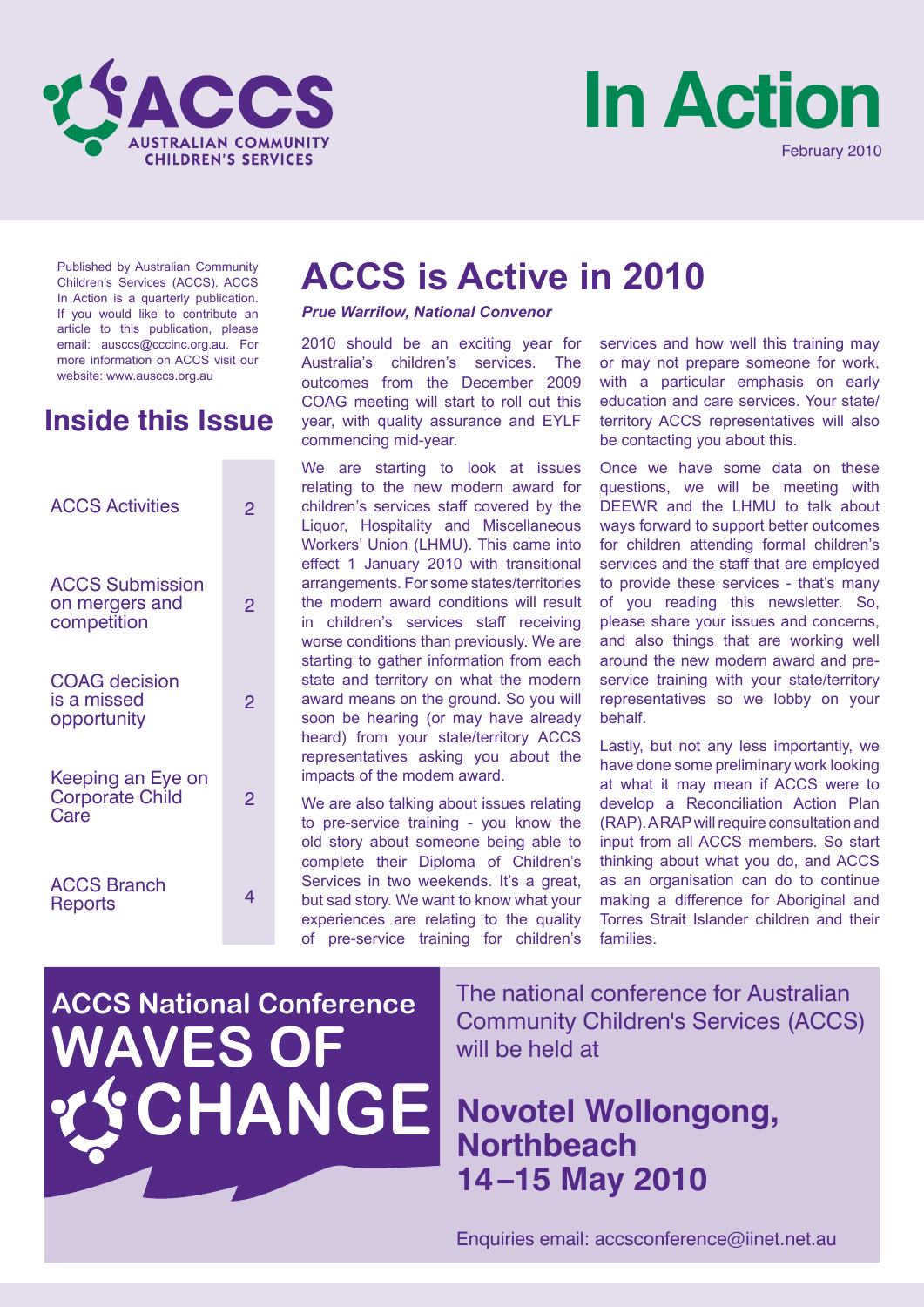ACCS
AUSTRALIAN COMMUNITY CHILDREN'S SERVICES

# In Action

February 2010

Published by Australian Community Children's Services (ACCS). ACCS In Action is a quarterly publication. If you would like to contribute an article to this publication, please email: ausccs@cccinc.org.au. For more information on ACCS visit our website: www.ausccs.org.au

## Inside this Issue

| | |
|---|---|
| ACCS Activities | 2 |
| ACCS Submission on mergers and competition | 2 |
| COAG decision is a missed opportunity | 2 |
| Keeping an Eye on Corporate Child Care | 2 |
| ACCS Branch Reports | 4 |

# ACCS is Active in 2010

***Prue Warrilow, National Convenor***

2010 should be an exciting year for Australia's children's services. The outcomes from the December 2009 COAG meeting will start to roll out this year, with quality assurance and EYLF commencing mid-year.

We are starting to look at issues relating to the new modern award for children's services staff covered by the Liquor, Hospitality and Miscellaneous Workers' Union (LHMU). This came into effect 1 January 2010 with transitional arrangements. For some states/territories the modern award conditions will result in children's services staff receiving worse conditions than previously. We are starting to gather information from each state and territory on what the modern award means on the ground. So you will soon be hearing (or may have already heard) from your state/territory ACCS representatives asking you about the impacts of the modem award.

We are also talking about issues relating to pre-service training - you know the old story about someone being able to complete their Diploma of Children's Services in two weekends. It's a great, but sad story. We want to know what your experiences are relating to the quality of pre-service training for children's services and how well this training may or may not prepare someone for work, with a particular emphasis on early education and care services. Your state/territory ACCS representatives will also be contacting you about this.

Once we have some data on these questions, we will be meeting with DEEWR and the LHMU to talk about ways forward to support better outcomes for children attending formal children's services and the staff that are employed to provide these services - that's many of you reading this newsletter. So, please share your issues and concerns, and also things that are working well around the new modern award and pre-service training with your state/territory representatives so we lobby on your behalf.

Lastly, but not any less importantly, we have done some preliminary work looking at what it may mean if ACCS were to develop a Reconciliation Action Plan (RAP). A RAP will require consultation and input from all ACCS members. So start thinking about what you do, and ACCS as an organisation can do to continue making a difference for Aboriginal and Torres Strait Islander children and their families.

## ACCS National Conference WAVES OF CHANGE

The national conference for Australian Community Children's Services (ACCS) will be held at

**Novotel Wollongong, Northbeach**
**14–15 May 2010**

Enquiries email: accsconference@iinet.net.au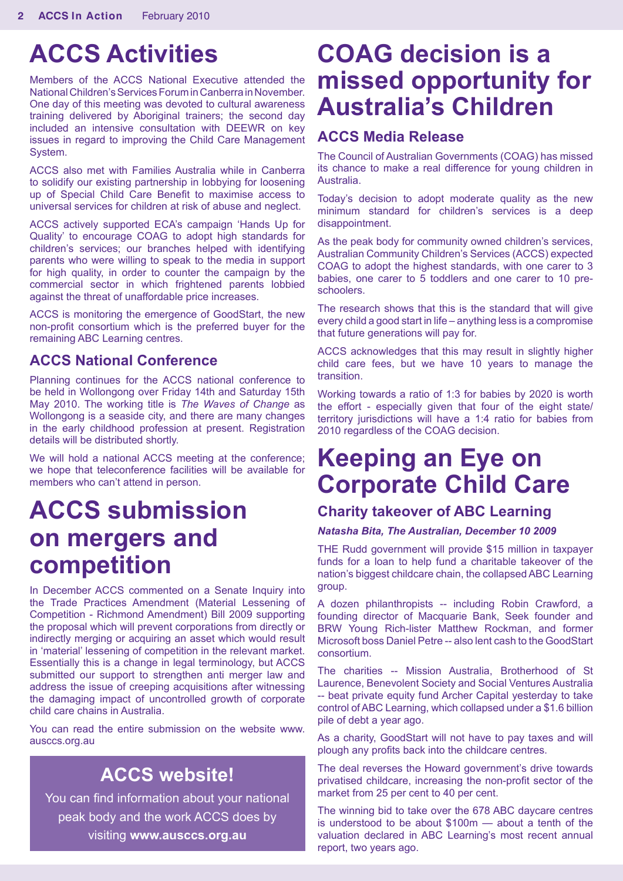# ACCS Activities

Members of the ACCS National Executive attended the National Children's Services Forum in Canberra in November. One day of this meeting was devoted to cultural awareness training delivered by Aboriginal trainers; the second day included an intensive consultation with DEEWR on key issues in regard to improving the Child Care Management System.

ACCS also met with Families Australia while in Canberra to solidify our existing partnership in lobbying for loosening up of Special Child Care Benefit to maximise access to universal services for children at risk of abuse and neglect.

ACCS actively supported ECA's campaign 'Hands Up for Quality' to encourage COAG to adopt high standards for children's services; our branches helped with identifying parents who were willing to speak to the media in support for high quality, in order to counter the campaign by the commercial sector in which frightened parents lobbied against the threat of unaffordable price increases.

ACCS is monitoring the emergence of GoodStart, the new non-profit consortium which is the preferred buyer for the remaining ABC Learning centres.

## ACCS National Conference

Planning continues for the ACCS national conference to be held in Wollongong over Friday 14th and Saturday 15th May 2010. The working title is *The Waves of Change* as Wollongong is a seaside city, and there are many changes in the early childhood profession at present. Registration details will be distributed shortly.

We will hold a national ACCS meeting at the conference; we hope that teleconference facilities will be available for members who can't attend in person.

# ACCS submission on mergers and competition

In December ACCS commented on a Senate Inquiry into the Trade Practices Amendment (Material Lessening of Competition - Richmond Amendment) Bill 2009 supporting the proposal which will prevent corporations from directly or indirectly merging or acquiring an asset which would result in 'material' lessening of competition in the relevant market. Essentially this is a change in legal terminology, but ACCS submitted our support to strengthen anti merger law and address the issue of creeping acquisitions after witnessing the damaging impact of uncontrolled growth of corporate child care chains in Australia.

You can read the entire submission on the website www.ausccs.org.au

## ACCS website!

You can find information about your national peak body and the work ACCS does by visiting **www.ausccs.org.au**

# COAG decision is a missed opportunity for Australia's Children

## ACCS Media Release

The Council of Australian Governments (COAG) has missed its chance to make a real difference for young children in Australia.

Today's decision to adopt moderate quality as the new minimum standard for children's services is a deep disappointment.

As the peak body for community owned children's services, Australian Community Children's Services (ACCS) expected COAG to adopt the highest standards, with one carer to 3 babies, one carer to 5 toddlers and one carer to 10 pre-schoolers.

The research shows that this is the standard that will give every child a good start in life – anything less is a compromise that future generations will pay for.

ACCS acknowledges that this may result in slightly higher child care fees, but we have 10 years to manage the transition.

Working towards a ratio of 1:3 for babies by 2020 is worth the effort - especially given that four of the eight state/territory jurisdictions will have a 1:4 ratio for babies from 2010 regardless of the COAG decision.

# Keeping an Eye on Corporate Child Care

## Charity takeover of ABC Learning

***Natasha Bita, The Australian, December 10 2009***

THE Rudd government will provide $15 million in taxpayer funds for a loan to help fund a charitable takeover of the nation's biggest childcare chain, the collapsed ABC Learning group.

A dozen philanthropists -- including Robin Crawford, a founding director of Macquarie Bank, Seek founder and BRW Young Rich-lister Matthew Rockman, and former Microsoft boss Daniel Petre -- also lent cash to the GoodStart consortium.

The charities -- Mission Australia, Brotherhood of St Laurence, Benevolent Society and Social Ventures Australia -- beat private equity fund Archer Capital yesterday to take control of ABC Learning, which collapsed under a $1.6 billion pile of debt a year ago.

As a charity, GoodStart will not have to pay taxes and will plough any profits back into the childcare centres.

The deal reverses the Howard government's drive towards privatised childcare, increasing the non-profit sector of the market from 25 per cent to 40 per cent.

The winning bid to take over the 678 ABC daycare centres is understood to be about $100m — about a tenth of the valuation declared in ABC Learning's most recent annual report, two years ago.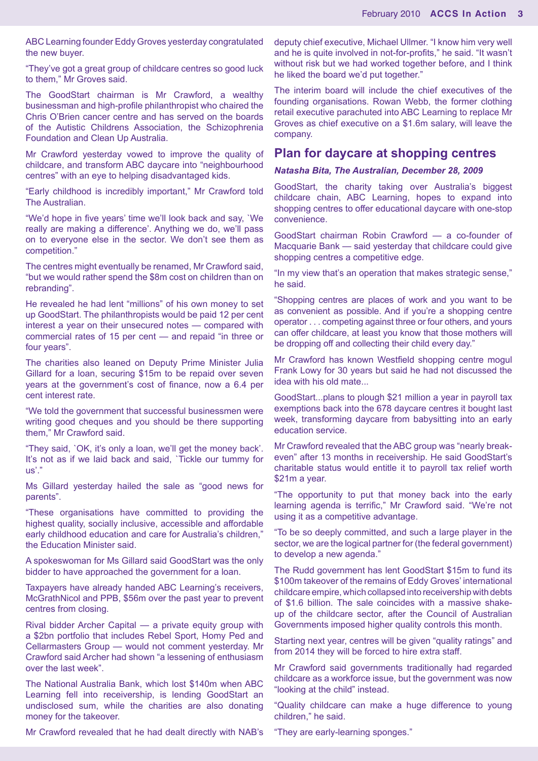ABC Learning founder Eddy Groves yesterday congratulated the new buyer.

"They've got a great group of childcare centres so good luck to them," Mr Groves said.

The GoodStart chairman is Mr Crawford, a wealthy businessman and high-profile philanthropist who chaired the Chris O'Brien cancer centre and has served on the boards of the Autistic Childrens Association, the Schizophrenia Foundation and Clean Up Australia.

Mr Crawford yesterday vowed to improve the quality of childcare, and transform ABC daycare into "neighbourhood centres" with an eye to helping disadvantaged kids.

"Early childhood is incredibly important," Mr Crawford told The Australian.

"We'd hope in five years' time we'll look back and say, `We really are making a difference'. Anything we do, we'll pass on to everyone else in the sector. We don't see them as competition."

The centres might eventually be renamed, Mr Crawford said, "but we would rather spend the $8m cost on children than on rebranding".

He revealed he had lent "millions" of his own money to set up GoodStart. The philanthropists would be paid 12 per cent interest a year on their unsecured notes — compared with commercial rates of 15 per cent — and repaid "in three or four years".

The charities also leaned on Deputy Prime Minister Julia Gillard for a loan, securing $15m to be repaid over seven years at the government's cost of finance, now a 6.4 per cent interest rate.

"We told the government that successful businessmen were writing good cheques and you should be there supporting them," Mr Crawford said.

"They said, `OK, it's only a loan, we'll get the money back'. It's not as if we laid back and said, `Tickle our tummy for us'."

Ms Gillard yesterday hailed the sale as "good news for parents".

"These organisations have committed to providing the highest quality, socially inclusive, accessible and affordable early childhood education and care for Australia's children," the Education Minister said.

A spokeswoman for Ms Gillard said GoodStart was the only bidder to have approached the government for a loan.

Taxpayers have already handed ABC Learning's receivers, McGrathNicol and PPB, $56m over the past year to prevent centres from closing.

Rival bidder Archer Capital — a private equity group with a $2bn portfolio that includes Rebel Sport, Homy Ped and Cellarmasters Group — would not comment yesterday. Mr Crawford said Archer had shown "a lessening of enthusiasm over the last week".

The National Australia Bank, which lost $140m when ABC Learning fell into receivership, is lending GoodStart an undisclosed sum, while the charities are also donating money for the takeover.

Mr Crawford revealed that he had dealt directly with NAB's deputy chief executive, Michael Ullmer. "I know him very well and he is quite involved in not-for-profits," he said. "It wasn't without risk but we had worked together before, and I think he liked the board we'd put together."

The interim board will include the chief executives of the founding organisations. Rowan Webb, the former clothing retail executive parachuted into ABC Learning to replace Mr Groves as chief executive on a $1.6m salary, will leave the company.

## Plan for daycare at shopping centres

***Natasha Bita, The Australian, December 28, 2009***

GoodStart, the charity taking over Australia's biggest childcare chain, ABC Learning, hopes to expand into shopping centres to offer educational daycare with one-stop convenience.

GoodStart chairman Robin Crawford — a co-founder of Macquarie Bank — said yesterday that childcare could give shopping centres a competitive edge.

"In my view that's an operation that makes strategic sense," he said.

"Shopping centres are places of work and you want to be as convenient as possible. And if you're a shopping centre operator . . . competing against three or four others, and yours can offer childcare, at least you know that those mothers will be dropping off and collecting their child every day."

Mr Crawford has known Westfield shopping centre mogul Frank Lowy for 30 years but said he had not discussed the idea with his old mate...

GoodStart...plans to plough $21 million a year in payroll tax exemptions back into the 678 daycare centres it bought last week, transforming daycare from babysitting into an early education service.

Mr Crawford revealed that the ABC group was "nearly break-even" after 13 months in receivership. He said GoodStart's charitable status would entitle it to payroll tax relief worth $21m a year.

"The opportunity to put that money back into the early learning agenda is terrific," Mr Crawford said. "We're not using it as a competitive advantage.

"To be so deeply committed, and such a large player in the sector, we are the logical partner for (the federal government) to develop a new agenda."

The Rudd government has lent GoodStart $15m to fund its $100m takeover of the remains of Eddy Groves' international childcare empire, which collapsed into receivership with debts of $1.6 billion. The sale coincides with a massive shake-up of the childcare sector, after the Council of Australian Governments imposed higher quality controls this month.

Starting next year, centres will be given "quality ratings" and from 2014 they will be forced to hire extra staff.

Mr Crawford said governments traditionally had regarded childcare as a workforce issue, but the government was now "looking at the child" instead.

"Quality childcare can make a huge difference to young children," he said.

"They are early-learning sponges."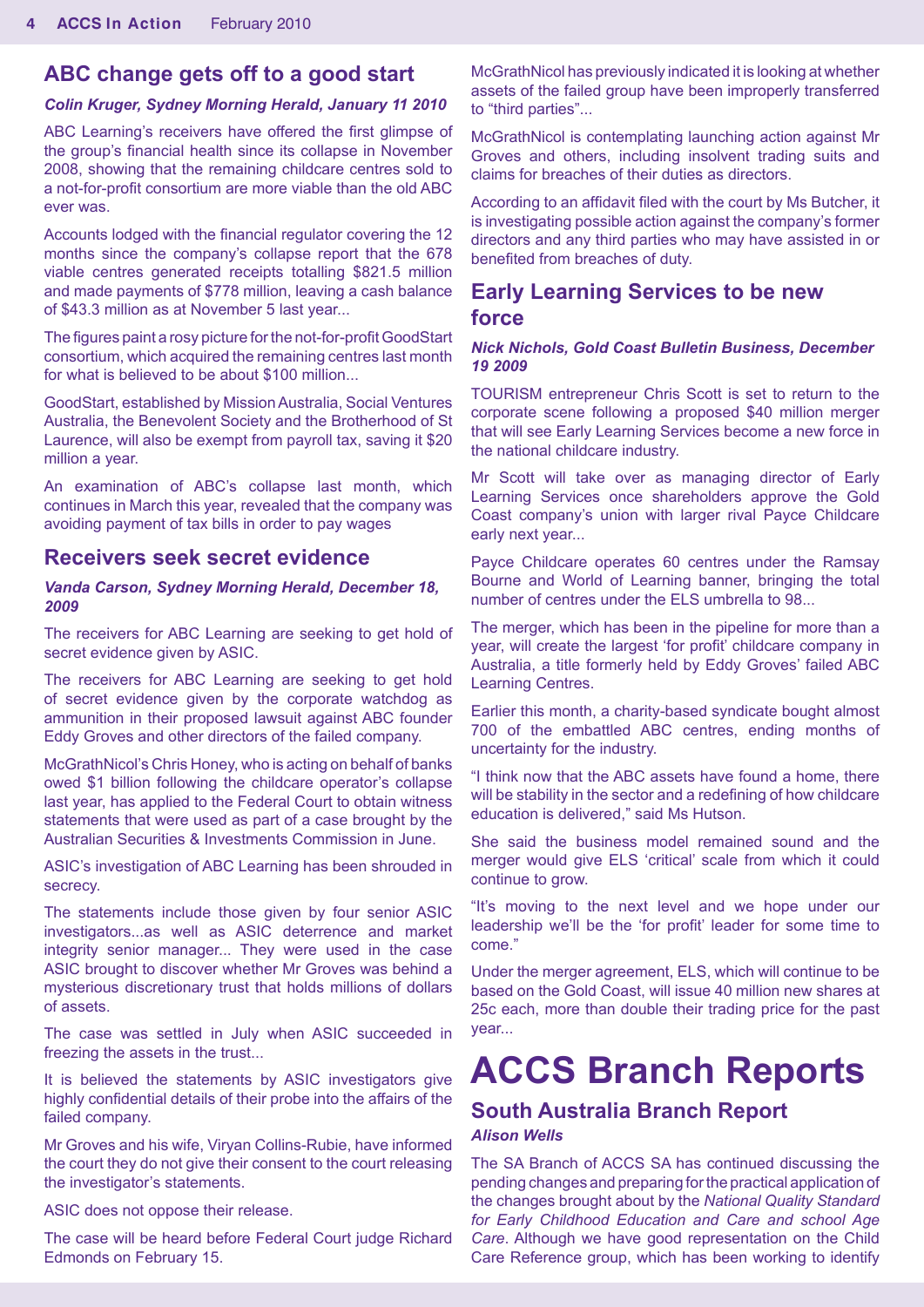## ABC change gets off to a good start

***Colin Kruger, Sydney Morning Herald, January 11 2010***

ABC Learning's receivers have offered the first glimpse of the group's financial health since its collapse in November 2008, showing that the remaining childcare centres sold to a not-for-profit consortium are more viable than the old ABC ever was.

Accounts lodged with the financial regulator covering the 12 months since the company's collapse report that the 678 viable centres generated receipts totalling $821.5 million and made payments of $778 million, leaving a cash balance of $43.3 million as at November 5 last year...

The figures paint a rosy picture for the not-for-profit GoodStart consortium, which acquired the remaining centres last month for what is believed to be about $100 million...

GoodStart, established by Mission Australia, Social Ventures Australia, the Benevolent Society and the Brotherhood of St Laurence, will also be exempt from payroll tax, saving it $20 million a year.

An examination of ABC's collapse last month, which continues in March this year, revealed that the company was avoiding payment of tax bills in order to pay wages

## Receivers seek secret evidence

***Vanda Carson, Sydney Morning Herald, December 18, 2009***

The receivers for ABC Learning are seeking to get hold of secret evidence given by ASIC.

The receivers for ABC Learning are seeking to get hold of secret evidence given by the corporate watchdog as ammunition in their proposed lawsuit against ABC founder Eddy Groves and other directors of the failed company.

McGrathNicol's Chris Honey, who is acting on behalf of banks owed $1 billion following the childcare operator's collapse last year, has applied to the Federal Court to obtain witness statements that were used as part of a case brought by the Australian Securities & Investments Commission in June.

ASIC's investigation of ABC Learning has been shrouded in secrecy.

The statements include those given by four senior ASIC investigators...as well as ASIC deterrence and market integrity senior manager... They were used in the case ASIC brought to discover whether Mr Groves was behind a mysterious discretionary trust that holds millions of dollars of assets.

The case was settled in July when ASIC succeeded in freezing the assets in the trust...

It is believed the statements by ASIC investigators give highly confidential details of their probe into the affairs of the failed company.

Mr Groves and his wife, Viryan Collins-Rubie, have informed the court they do not give their consent to the court releasing the investigator's statements.

ASIC does not oppose their release.

The case will be heard before Federal Court judge Richard Edmonds on February 15.

McGrathNicol has previously indicated it is looking at whether assets of the failed group have been improperly transferred to "third parties"...

McGrathNicol is contemplating launching action against Mr Groves and others, including insolvent trading suits and claims for breaches of their duties as directors.

According to an affidavit filed with the court by Ms Butcher, it is investigating possible action against the company's former directors and any third parties who may have assisted in or benefited from breaches of duty.

## Early Learning Services to be new force

***Nick Nichols, Gold Coast Bulletin Business, December 19 2009***

TOURISM entrepreneur Chris Scott is set to return to the corporate scene following a proposed $40 million merger that will see Early Learning Services become a new force in the national childcare industry.

Mr Scott will take over as managing director of Early Learning Services once shareholders approve the Gold Coast company's union with larger rival Payce Childcare early next year...

Payce Childcare operates 60 centres under the Ramsay Bourne and World of Learning banner, bringing the total number of centres under the ELS umbrella to 98...

The merger, which has been in the pipeline for more than a year, will create the largest 'for profit' childcare company in Australia, a title formerly held by Eddy Groves' failed ABC Learning Centres.

Earlier this month, a charity-based syndicate bought almost 700 of the embattled ABC centres, ending months of uncertainty for the industry.

"I think now that the ABC assets have found a home, there will be stability in the sector and a redefining of how childcare education is delivered," said Ms Hutson.

She said the business model remained sound and the merger would give ELS 'critical' scale from which it could continue to grow.

"It's moving to the next level and we hope under our leadership we'll be the 'for profit' leader for some time to come."

Under the merger agreement, ELS, which will continue to be based on the Gold Coast, will issue 40 million new shares at 25c each, more than double their trading price for the past year...

# ACCS Branch Reports

## South Australia Branch Report

***Alison Wells***

The SA Branch of ACCS SA has continued discussing the pending changes and preparing for the practical application of the changes brought about by the *National Quality Standard for Early Childhood Education and Care and school Age Care*. Although we have good representation on the Child Care Reference group, which has been working to identify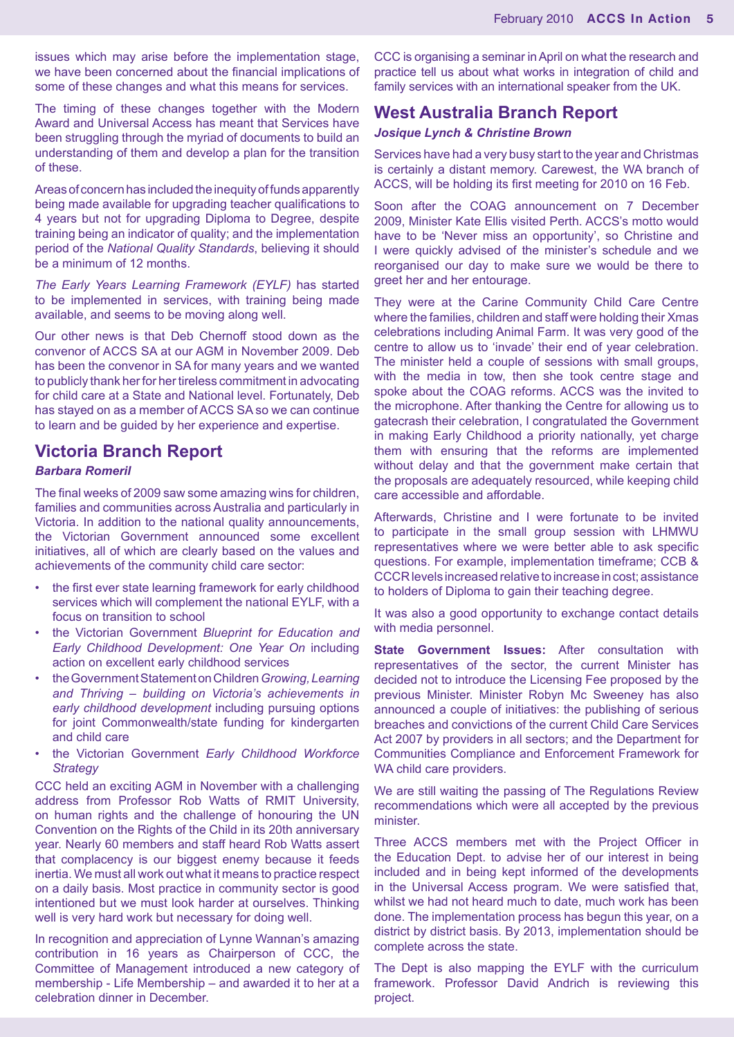issues which may arise before the implementation stage, we have been concerned about the financial implications of some of these changes and what this means for services.

The timing of these changes together with the Modern Award and Universal Access has meant that Services have been struggling through the myriad of documents to build an understanding of them and develop a plan for the transition of these.

Areas of concern has included the inequity of funds apparently being made available for upgrading teacher qualifications to 4 years but not for upgrading Diploma to Degree, despite training being an indicator of quality; and the implementation period of the *National Quality Standards*, believing it should be a minimum of 12 months.

*The Early Years Learning Framework (EYLF)* has started to be implemented in services, with training being made available, and seems to be moving along well.

Our other news is that Deb Chernoff stood down as the convenor of ACCS SA at our AGM in November 2009. Deb has been the convenor in SA for many years and we wanted to publicly thank her for her tireless commitment in advocating for child care at a State and National level. Fortunately, Deb has stayed on as a member of ACCS SA so we can continue to learn and be guided by her experience and expertise.

## Victoria Branch Report

***Barbara Romeril***

The final weeks of 2009 saw some amazing wins for children, families and communities across Australia and particularly in Victoria. In addition to the national quality announcements, the Victorian Government announced some excellent initiatives, all of which are clearly based on the values and achievements of the community child care sector:

- the first ever state learning framework for early childhood services which will complement the national EYLF, with a focus on transition to school
- the Victorian Government *Blueprint for Education and Early Childhood Development: One Year On* including action on excellent early childhood services
- the Government Statement on Children *Growing, Learning and Thriving – building on Victoria's achievements in early childhood development* including pursuing options for joint Commonwealth/state funding for kindergarten and child care
- the Victorian Government *Early Childhood Workforce Strategy*

CCC held an exciting AGM in November with a challenging address from Professor Rob Watts of RMIT University, on human rights and the challenge of honouring the UN Convention on the Rights of the Child in its 20th anniversary year. Nearly 60 members and staff heard Rob Watts assert that complacency is our biggest enemy because it feeds inertia. We must all work out what it means to practice respect on a daily basis. Most practice in community sector is good intentioned but we must look harder at ourselves. Thinking well is very hard work but necessary for doing well.

In recognition and appreciation of Lynne Wannan's amazing contribution in 16 years as Chairperson of CCC, the Committee of Management introduced a new category of membership - Life Membership – and awarded it to her at a celebration dinner in December.

CCC is organising a seminar in April on what the research and practice tell us about what works in integration of child and family services with an international speaker from the UK.

## West Australia Branch Report

***Josique Lynch & Christine Brown***

Services have had a very busy start to the year and Christmas is certainly a distant memory. Carewest, the WA branch of ACCS, will be holding its first meeting for 2010 on 16 Feb.

Soon after the COAG announcement on 7 December 2009, Minister Kate Ellis visited Perth. ACCS's motto would have to be 'Never miss an opportunity', so Christine and I were quickly advised of the minister's schedule and we reorganised our day to make sure we would be there to greet her and her entourage.

They were at the Carine Community Child Care Centre where the families, children and staff were holding their Xmas celebrations including Animal Farm. It was very good of the centre to allow us to 'invade' their end of year celebration. The minister held a couple of sessions with small groups, with the media in tow, then she took centre stage and spoke about the COAG reforms. ACCS was the invited to the microphone. After thanking the Centre for allowing us to gatecrash their celebration, I congratulated the Government in making Early Childhood a priority nationally, yet charge them with ensuring that the reforms are implemented without delay and that the government make certain that the proposals are adequately resourced, while keeping child care accessible and affordable.

Afterwards, Christine and I were fortunate to be invited to participate in the small group session with LHMWU representatives where we were better able to ask specific questions. For example, implementation timeframe; CCB & CCCR levels increased relative to increase in cost; assistance to holders of Diploma to gain their teaching degree.

It was also a good opportunity to exchange contact details with media personnel.

**State Government Issues:** After consultation with representatives of the sector, the current Minister has decided not to introduce the Licensing Fee proposed by the previous Minister. Minister Robyn Mc Sweeney has also announced a couple of initiatives: the publishing of serious breaches and convictions of the current Child Care Services Act 2007 by providers in all sectors; and the Department for Communities Compliance and Enforcement Framework for WA child care providers.

We are still waiting the passing of The Regulations Review recommendations which were all accepted by the previous minister.

Three ACCS members met with the Project Officer in the Education Dept. to advise her of our interest in being included and in being kept informed of the developments in the Universal Access program. We were satisfied that, whilst we had not heard much to date, much work has been done. The implementation process has begun this year, on a district by district basis. By 2013, implementation should be complete across the state.

The Dept is also mapping the EYLF with the curriculum framework. Professor David Andrich is reviewing this project.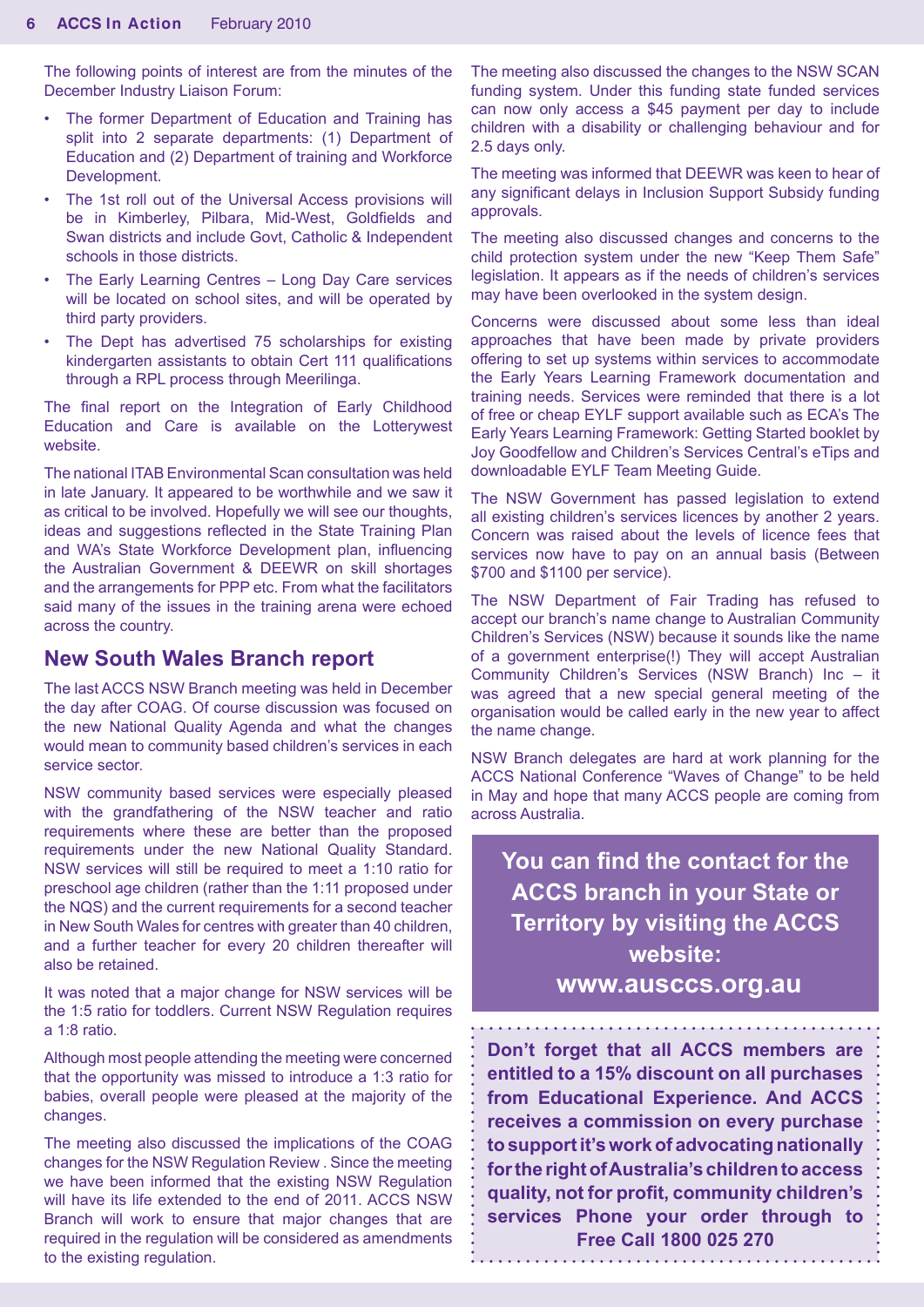The following points of interest are from the minutes of the December Industry Liaison Forum:

- The former Department of Education and Training has split into 2 separate departments: (1) Department of Education and (2) Department of training and Workforce Development.
- The 1st roll out of the Universal Access provisions will be in Kimberley, Pilbara, Mid-West, Goldfields and Swan districts and include Govt, Catholic & Independent schools in those districts.
- The Early Learning Centres – Long Day Care services will be located on school sites, and will be operated by third party providers.
- The Dept has advertised 75 scholarships for existing kindergarten assistants to obtain Cert 111 qualifications through a RPL process through Meerilinga.

The final report on the Integration of Early Childhood Education and Care is available on the Lotterywest website.

The national ITAB Environmental Scan consultation was held in late January. It appeared to be worthwhile and we saw it as critical to be involved. Hopefully we will see our thoughts, ideas and suggestions reflected in the State Training Plan and WA's State Workforce Development plan, influencing the Australian Government & DEEWR on skill shortages and the arrangements for PPP etc. From what the facilitators said many of the issues in the training arena were echoed across the country.

## New South Wales Branch report

The last ACCS NSW Branch meeting was held in December the day after COAG. Of course discussion was focused on the new National Quality Agenda and what the changes would mean to community based children's services in each service sector.

NSW community based services were especially pleased with the grandfathering of the NSW teacher and ratio requirements where these are better than the proposed requirements under the new National Quality Standard. NSW services will still be required to meet a 1:10 ratio for preschool age children (rather than the 1:11 proposed under the NQS) and the current requirements for a second teacher in New South Wales for centres with greater than 40 children, and a further teacher for every 20 children thereafter will also be retained.

It was noted that a major change for NSW services will be the 1:5 ratio for toddlers. Current NSW Regulation requires a 1:8 ratio.

Although most people attending the meeting were concerned that the opportunity was missed to introduce a 1:3 ratio for babies, overall people were pleased at the majority of the changes.

The meeting also discussed the implications of the COAG changes for the NSW Regulation Review . Since the meeting we have been informed that the existing NSW Regulation will have its life extended to the end of 2011. ACCS NSW Branch will work to ensure that major changes that are required in the regulation will be considered as amendments to the existing regulation.

The meeting also discussed the changes to the NSW SCAN funding system. Under this funding state funded services can now only access a $45 payment per day to include children with a disability or challenging behaviour and for 2.5 days only.

The meeting was informed that DEEWR was keen to hear of any significant delays in Inclusion Support Subsidy funding approvals.

The meeting also discussed changes and concerns to the child protection system under the new "Keep Them Safe" legislation. It appears as if the needs of children's services may have been overlooked in the system design.

Concerns were discussed about some less than ideal approaches that have been made by private providers offering to set up systems within services to accommodate the Early Years Learning Framework documentation and training needs. Services were reminded that there is a lot of free or cheap EYLF support available such as ECA's The Early Years Learning Framework: Getting Started booklet by Joy Goodfellow and Children's Services Central's eTips and downloadable EYLF Team Meeting Guide.

The NSW Government has passed legislation to extend all existing children's services licences by another 2 years. Concern was raised about the levels of licence fees that services now have to pay on an annual basis (Between $700 and $1100 per service).

The NSW Department of Fair Trading has refused to accept our branch's name change to Australian Community Children's Services (NSW) because it sounds like the name of a government enterprise(!) They will accept Australian Community Children's Services (NSW Branch) Inc – it was agreed that a new special general meeting of the organisation would be called early in the new year to affect the name change.

NSW Branch delegates are hard at work planning for the ACCS National Conference "Waves of Change" to be held in May and hope that many ACCS people are coming from across Australia.

**You can find the contact for the ACCS branch in your State or Territory by visiting the ACCS website: www.ausccs.org.au**

**Don't forget that all ACCS members are entitled to a 15% discount on all purchases from Educational Experience. And ACCS receives a commission on every purchase to support it's work of advocating nationally for the right of Australia's children to access quality, not for profit, community children's services Phone your order through to Free Call 1800 025 270**